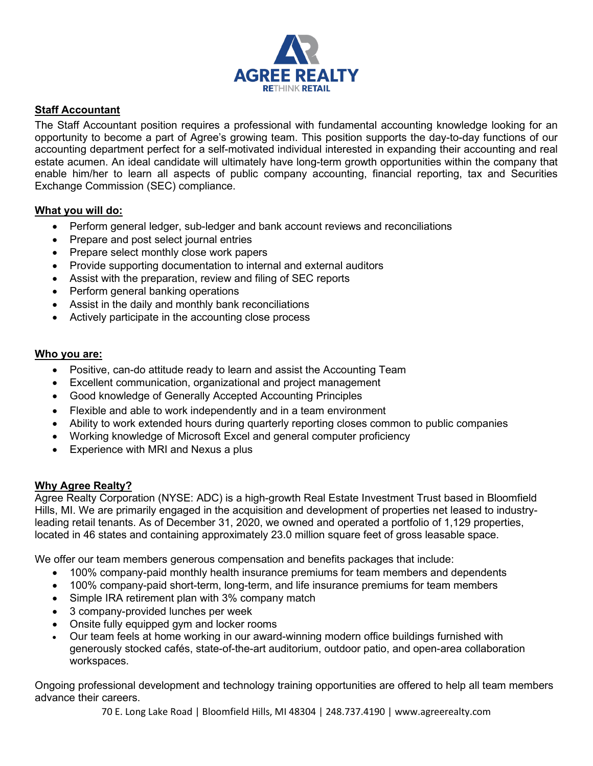AGREE REALTY

RETHINK RETAIL

## Staff Accountant

The Staff Accountant position requires a professional with fundamental accounting knowledge looking for an opportunity to become a part of Agree's growing team. This position supports the day-to-day functions of our accounting department perfect for a self-motivated individual interested in expanding their accounting and real estate acumen. An ideal candidate will ultimately have long-term growth opportunities within the company that enable him/her to learn all aspects of public company accounting, financial reporting, tax and Securities Exchange Commission (SEC) compliance.

## What you will do:

- Perform general ledger, sub-ledger and bank account reviews and reconciliations
- Prepare and post select journal entries
- Prepare select monthly close work papers
- Provide supporting documentation to internal and external auditors
- Assist with the preparation, review and filing of SEC reports
- Perform general banking operations
- Assist in the daily and monthly bank reconciliations
- Actively participate in the accounting close process

## Who you are:

- Positive, can-do attitude ready to learn and assist the Accounting Team
- Excellent communication, organizational and project management
- Good knowledge of Generally Accepted Accounting Principles
- Flexible and able to work independently and in a team environment
- Ability to work extended hours during quarterly reporting closes common to public companies
- Working knowledge of Microsoft Excel and general computer proficiency
- Experience with MRI and Nexus a plus

## Why Agree Realty?

Agree Realty Corporation (NYSE: ADC) is a high-growth Real Estate Investment Trust based in Bloomfield Hills, MI. We are primarily engaged in the acquisition and development of properties net leased to industry-leading retail tenants. As of December 31, 2020, we owned and operated a portfolio of 1,129 properties, located in 46 states and containing approximately 23.0 million square feet of gross leasable space.

We offer our team members generous compensation and benefits packages that include:

- 100% company-paid monthly health insurance premiums for team members and dependents
- 100% company-paid short-term, long-term, and life insurance premiums for team members
- Simple IRA retirement plan with 3% company match
- 3 company-provided lunches per week
- Onsite fully equipped gym and locker rooms
- Our team feels at home working in our award-winning modern office buildings furnished with generously stocked cafés, state-of-the-art auditorium, outdoor patio, and open-area collaboration workspaces.

Ongoing professional development and technology training opportunities are offered to help all team members advance their careers.

70 E. Long Lake Road | Bloomfield Hills, MI 48304 | 248.737.4190 | www.agreerealty.com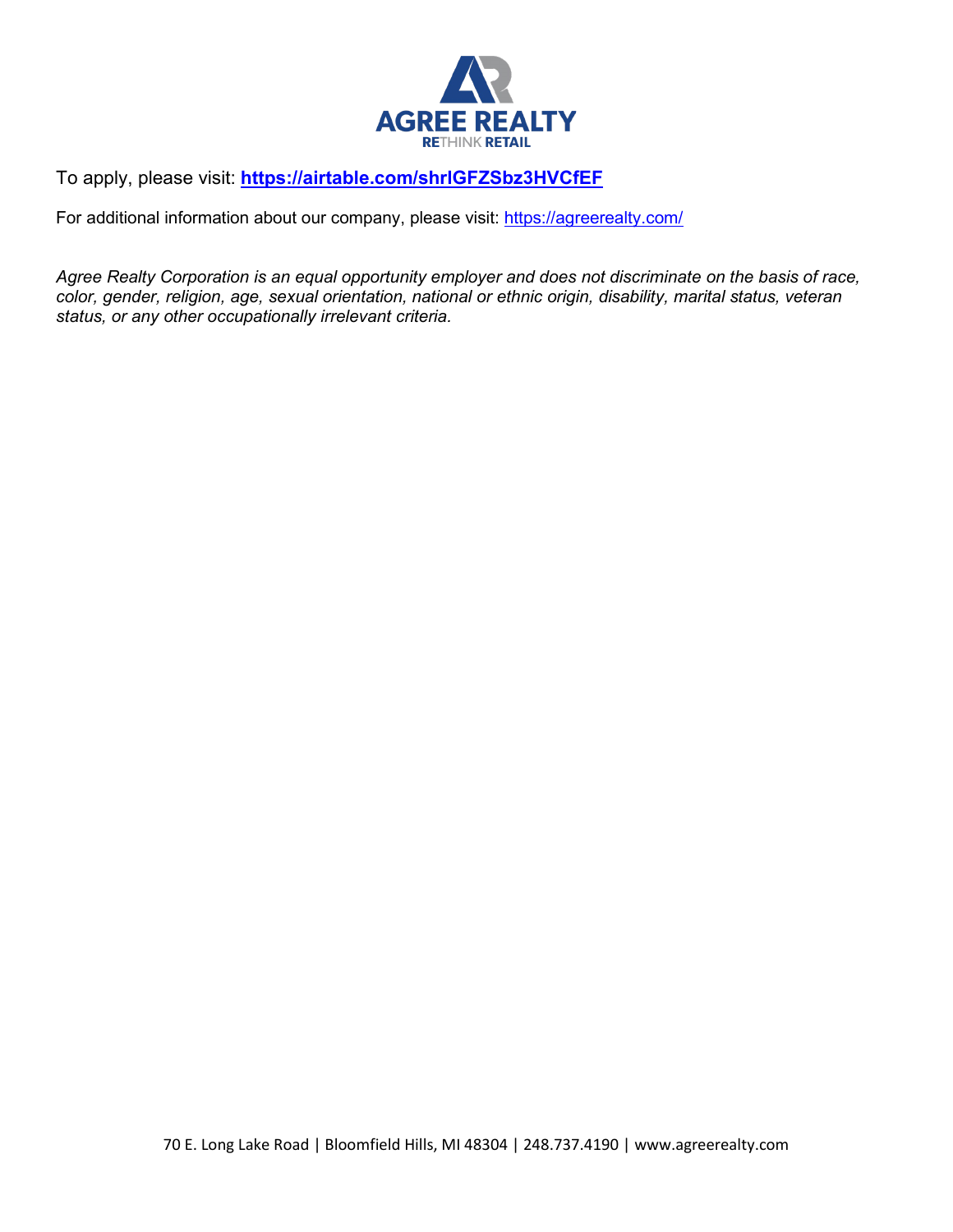To apply, please visit: **https://airtable.com/shrlGFZSbz3HVCfEF**

For additional information about our company, please visit: https://agreerealty.com/

*Agree Realty Corporation is an equal opportunity employer and does not discriminate on the basis of race, color, gender, religion, age, sexual orientation, national or ethnic origin, disability, marital status, veteran status, or any other occupationally irrelevant criteria.*